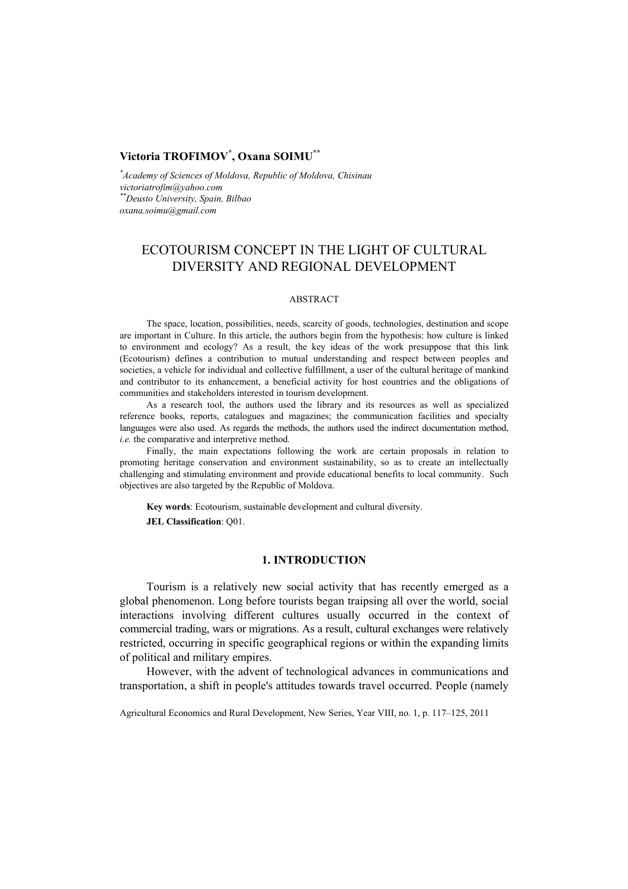**Victoria TROFIMOV[*], Oxana SOIMU[**]**

[*]*Academy of Sciences of Moldova, Republic of Moldova, Chisinau*
*victoriatrofim@yahoo.com*
[**]*Deusto University, Spain, Bilbao*
*oxana.soimu@gmail.com*

# ECOTOURISM CONCEPT IN THE LIGHT OF CULTURAL DIVERSITY AND REGIONAL DEVELOPMENT

ABSTRACT

The space, location, possibilities, needs, scarcity of goods, technologies, destination and scope are important in Culture. In this article, the authors begin from the hypothesis: how culture is linked to environment and ecology? As a result, the key ideas of the work presuppose that this link (Ecotourism) defines a contribution to mutual understanding and respect between peoples and societies, a vehicle for individual and collective fulfillment, a user of the cultural heritage of mankind and contributor to its enhancement, a beneficial activity for host countries and the obligations of communities and stakeholders interested in tourism development.

As a research tool, the authors used the library and its resources as well as specialized reference books, reports, catalogues and magazines; the communication facilities and specialty languages were also used. As regards the methods, the authors used the indirect documentation method, *i.e.* the comparative and interpretive method.

Finally, the main expectations following the work are certain proposals in relation to promoting heritage conservation and environment sustainability, so as to create an intellectually challenging and stimulating environment and provide educational benefits to local community. Such objectives are also targeted by the Republic of Moldova.

**Key words**: Ecotourism, sustainable development and cultural diversity.

**JEL Classification**: Q01.

## 1. INTRODUCTION

Tourism is a relatively new social activity that has recently emerged as a global phenomenon. Long before tourists began traipsing all over the world, social interactions involving different cultures usually occurred in the context of commercial trading, wars or migrations. As a result, cultural exchanges were relatively restricted, occurring in specific geographical regions or within the expanding limits of political and military empires.

However, with the advent of technological advances in communications and transportation, a shift in people's attitudes towards travel occurred. People (namely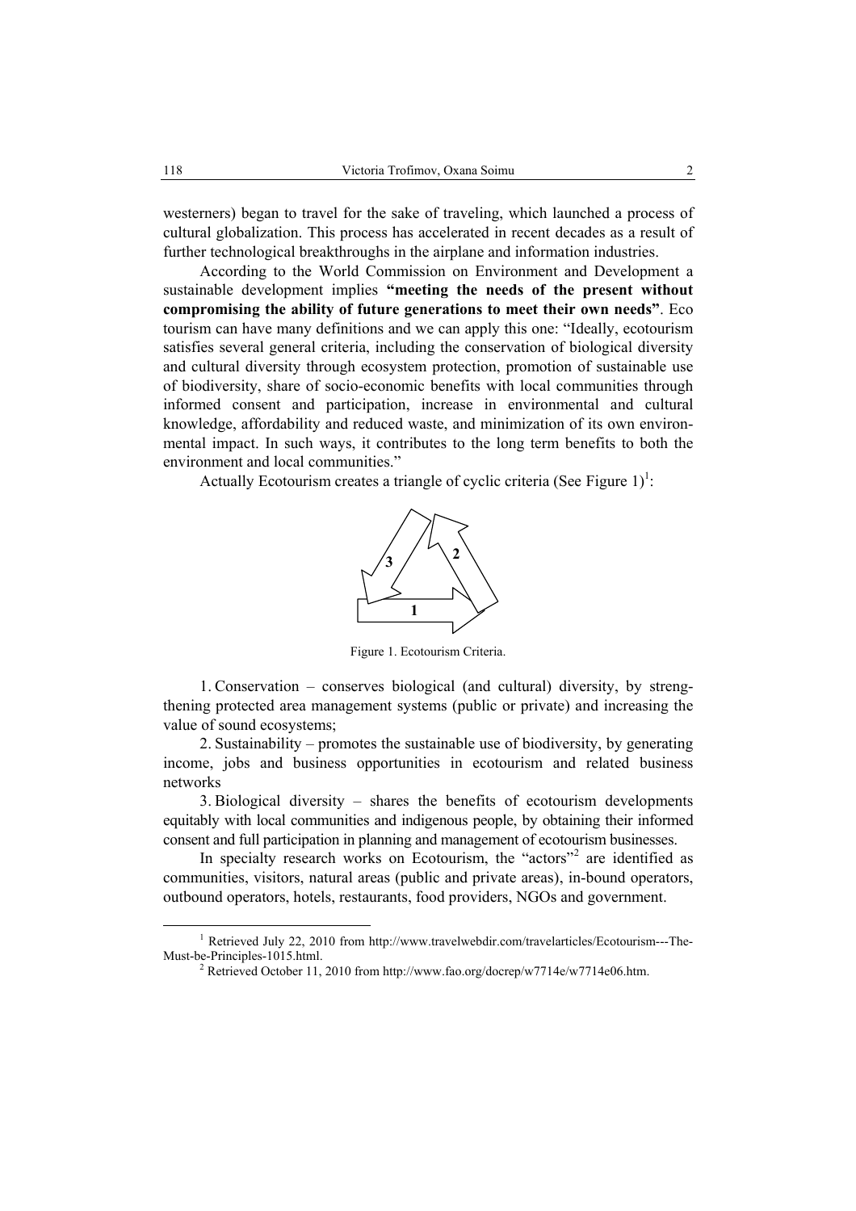westerners) began to travel for the sake of traveling, which launched a process of cultural globalization. This process has accelerated in recent decades as a result of further technological breakthroughs in the airplane and information industries.

According to the World Commission on Environment and Development a sustainable development implies **"meeting the needs of the present without compromising the ability of future generations to meet their own needs"**. Eco tourism can have many definitions and we can apply this one: "Ideally, ecotourism satisfies several general criteria, including the conservation of biological diversity and cultural diversity through ecosystem protection, promotion of sustainable use of biodiversity, share of socio-economic benefits with local communities through informed consent and participation, increase in environmental and cultural knowledge, affordability and reduced waste, and minimization of its own environmental impact. In such ways, it contributes to the long term benefits to both the environment and local communities."

Actually Ecotourism creates a triangle of cyclic criteria (See Figure 1)[1]:

Figure 1. Ecotourism Criteria.

1. Conservation – conserves biological (and cultural) diversity, by strengthening protected area management systems (public or private) and increasing the value of sound ecosystems;

2. Sustainability – promotes the sustainable use of biodiversity, by generating income, jobs and business opportunities in ecotourism and related business networks

3. Biological diversity – shares the benefits of ecotourism developments equitably with local communities and indigenous people, by obtaining their informed consent and full participation in planning and management of ecotourism businesses.

In specialty research works on Ecotourism, the "actors"[2] are identified as communities, visitors, natural areas (public and private areas), in-bound operators, outbound operators, hotels, restaurants, food providers, NGOs and government.

[1] Retrieved July 22, 2010 from http://www.travelwebdir.com/travelarticles/Ecotourism---The-Must-be-Principles-1015.html.

[2] Retrieved October 11, 2010 from http://www.fao.org/docrep/w7714e/w7714e06.htm.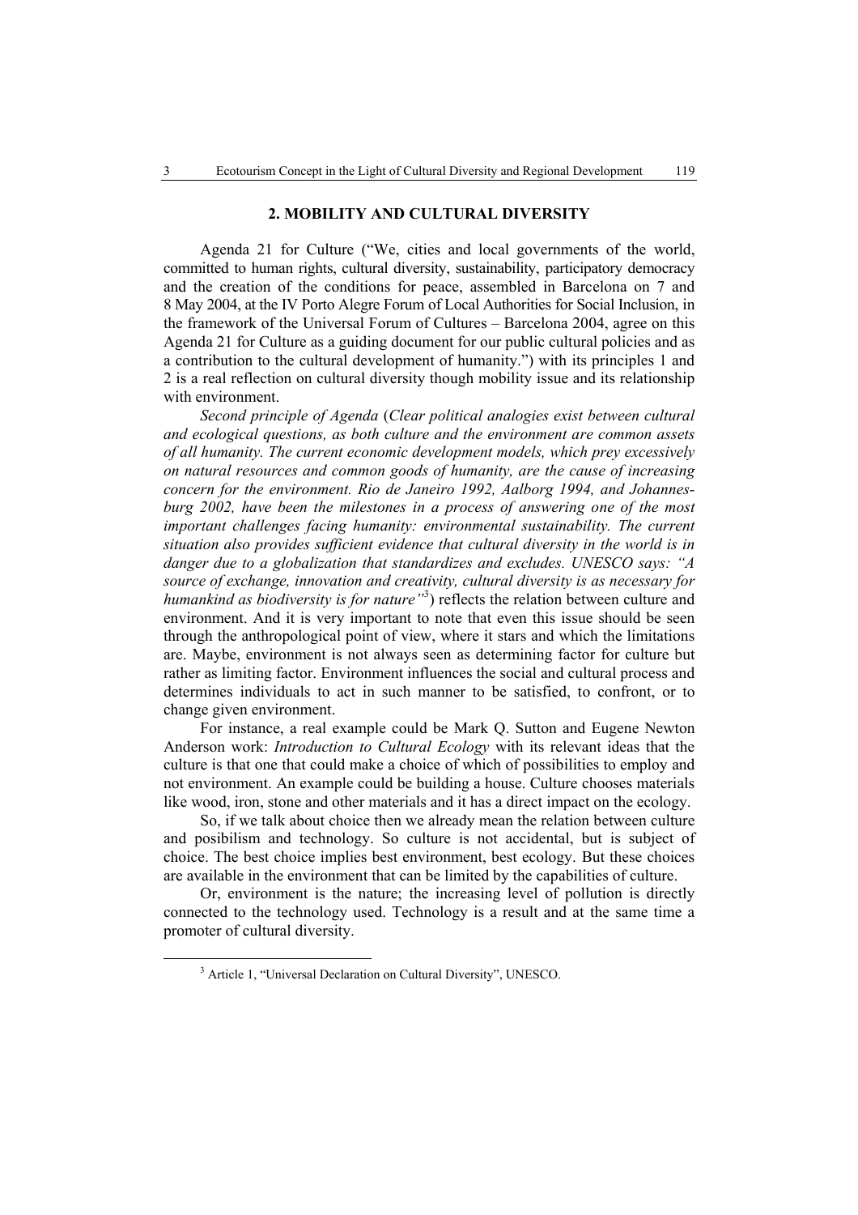## 2. MOBILITY AND CULTURAL DIVERSITY

Agenda 21 for Culture ("We, cities and local governments of the world, committed to human rights, cultural diversity, sustainability, participatory democracy and the creation of the conditions for peace, assembled in Barcelona on 7 and 8 May 2004, at the IV Porto Alegre Forum of Local Authorities for Social Inclusion, in the framework of the Universal Forum of Cultures – Barcelona 2004, agree on this Agenda 21 for Culture as a guiding document for our public cultural policies and as a contribution to the cultural development of humanity.") with its principles 1 and 2 is a real reflection on cultural diversity though mobility issue and its relationship with environment.

*Second principle of Agenda* (*Clear political analogies exist between cultural and ecological questions, as both culture and the environment are common assets of all humanity. The current economic development models, which prey excessively on natural resources and common goods of humanity, are the cause of increasing concern for the environment. Rio de Janeiro 1992, Aalborg 1994, and Johannesburg 2002, have been the milestones in a process of answering one of the most important challenges facing humanity: environmental sustainability. The current situation also provides sufficient evidence that cultural diversity in the world is in danger due to a globalization that standardizes and excludes. UNESCO says: "A source of exchange, innovation and creativity, cultural diversity is as necessary for humankind as biodiversity is for nature"*[3]) reflects the relation between culture and environment. And it is very important to note that even this issue should be seen through the anthropological point of view, where it stars and which the limitations are. Maybe, environment is not always seen as determining factor for culture but rather as limiting factor. Environment influences the social and cultural process and determines individuals to act in such manner to be satisfied, to confront, or to change given environment.

For instance, a real example could be Mark Q. Sutton and Eugene Newton Anderson work: *Introduction to Cultural Ecology* with its relevant ideas that the culture is that one that could make a choice of which of possibilities to employ and not environment. An example could be building a house. Culture chooses materials like wood, iron, stone and other materials and it has a direct impact on the ecology.

So, if we talk about choice then we already mean the relation between culture and posibilism and technology. So culture is not accidental, but is subject of choice. The best choice implies best environment, best ecology. But these choices are available in the environment that can be limited by the capabilities of culture.

Or, environment is the nature; the increasing level of pollution is directly connected to the technology used. Technology is a result and at the same time a promoter of cultural diversity.

[3] Article 1, "Universal Declaration on Cultural Diversity", UNESCO.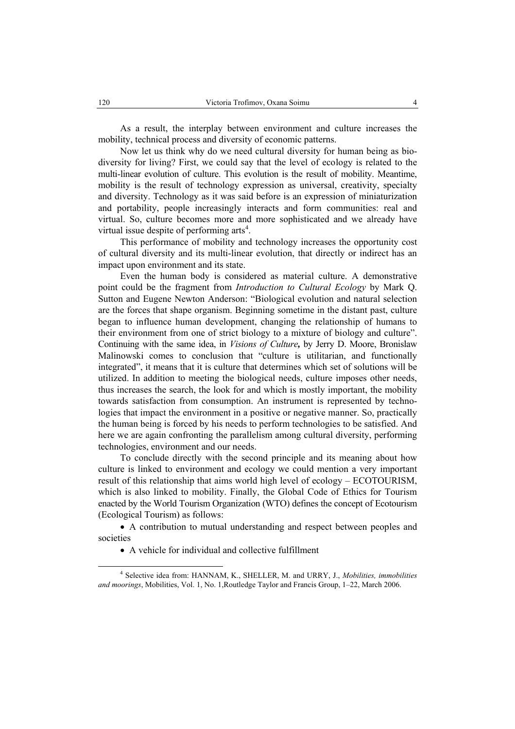As a result, the interplay between environment and culture increases the mobility, technical process and diversity of economic patterns.

Now let us think why do we need cultural diversity for human being as biodiversity for living? First, we could say that the level of ecology is related to the multi-linear evolution of culture. This evolution is the result of mobility. Meantime, mobility is the result of technology expression as universal, creativity, specialty and diversity. Technology as it was said before is an expression of miniaturization and portability, people increasingly interacts and form communities: real and virtual. So, culture becomes more and more sophisticated and we already have virtual issue despite of performing arts[4].

This performance of mobility and technology increases the opportunity cost of cultural diversity and its multi-linear evolution, that directly or indirect has an impact upon environment and its state.

Even the human body is considered as material culture. A demonstrative point could be the fragment from *Introduction to Cultural Ecology* by Mark Q. Sutton and Eugene Newton Anderson: "Biological evolution and natural selection are the forces that shape organism. Beginning sometime in the distant past, culture began to influence human development, changing the relationship of humans to their environment from one of strict biology to a mixture of biology and culture". Continuing with the same idea, in ***Visions of Culture,*** by Jerry D. Moore, Bronislaw Malinowski comes to conclusion that "culture is utilitarian, and functionally integrated", it means that it is culture that determines which set of solutions will be utilized. In addition to meeting the biological needs, culture imposes other needs, thus increases the search, the look for and which is mostly important, the mobility towards satisfaction from consumption. An instrument is represented by technologies that impact the environment in a positive or negative manner. So, practically the human being is forced by his needs to perform technologies to be satisfied. And here we are again confronting the parallelism among cultural diversity, performing technologies, environment and our needs.

To conclude directly with the second principle and its meaning about how culture is linked to environment and ecology we could mention a very important result of this relationship that aims world high level of ecology – ECOTOURISM, which is also linked to mobility. Finally, the Global Code of Ethics for Tourism enacted by the World Tourism Organization (WTO) defines the concept of Ecotourism (Ecological Tourism) as follows:

- A contribution to mutual understanding and respect between peoples and societies
- A vehicle for individual and collective fulfillment

---

[4] Selective idea from: HANNAM, K., SHELLER, M. and URRY, J., *Mobilities, immobilities and moorings*, Mobilities, Vol. 1, No. 1,Routledge Taylor and Francis Group, 1–22, March 2006.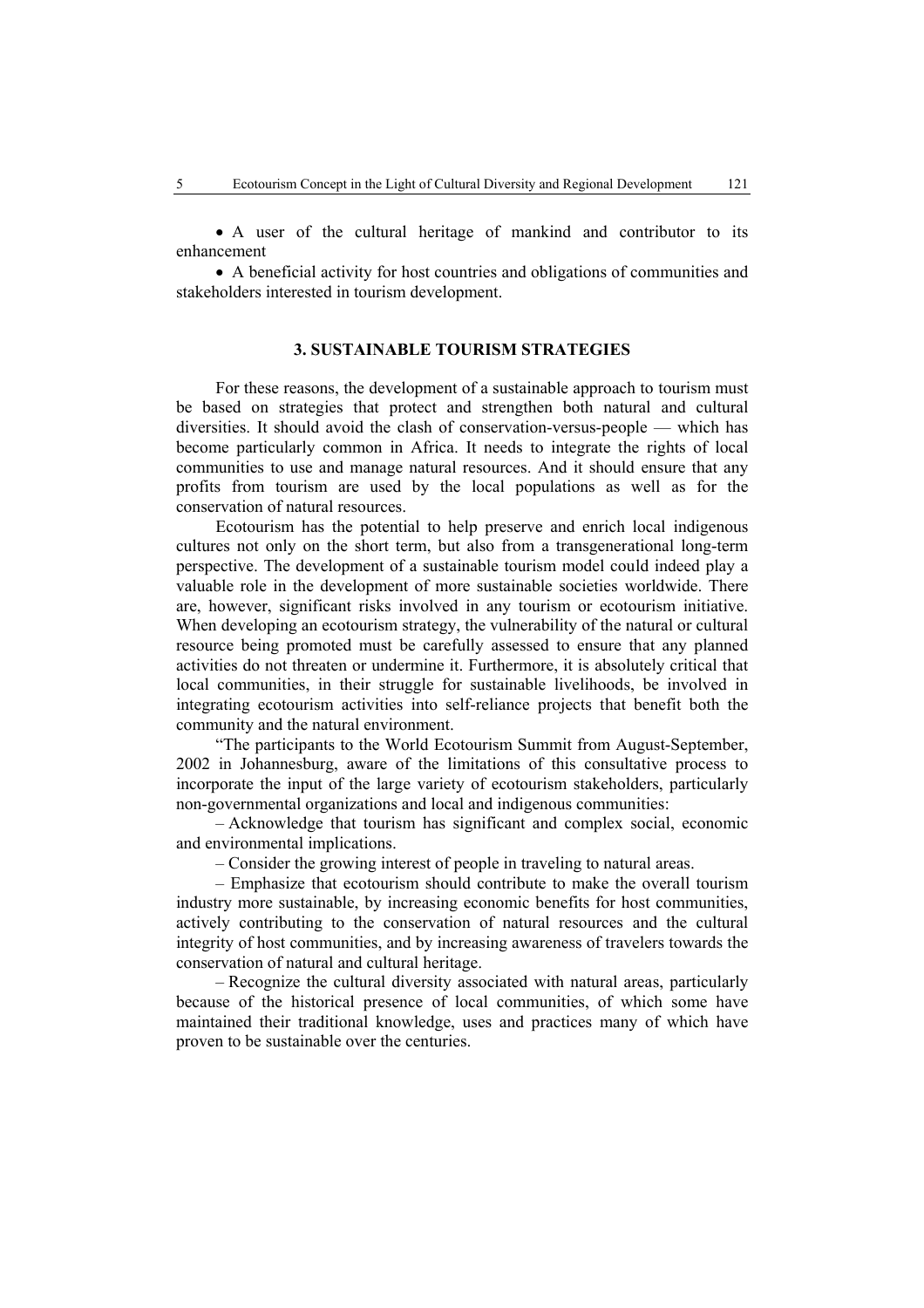- A user of the cultural heritage of mankind and contributor to its enhancement
- A beneficial activity for host countries and obligations of communities and stakeholders interested in tourism development.

## 3. SUSTAINABLE TOURISM STRATEGIES

For these reasons, the development of a sustainable approach to tourism must be based on strategies that protect and strengthen both natural and cultural diversities. It should avoid the clash of conservation-versus-people — which has become particularly common in Africa. It needs to integrate the rights of local communities to use and manage natural resources. And it should ensure that any profits from tourism are used by the local populations as well as for the conservation of natural resources.

Ecotourism has the potential to help preserve and enrich local indigenous cultures not only on the short term, but also from a transgenerational long-term perspective. The development of a sustainable tourism model could indeed play a valuable role in the development of more sustainable societies worldwide. There are, however, significant risks involved in any tourism or ecotourism initiative. When developing an ecotourism strategy, the vulnerability of the natural or cultural resource being promoted must be carefully assessed to ensure that any planned activities do not threaten or undermine it. Furthermore, it is absolutely critical that local communities, in their struggle for sustainable livelihoods, be involved in integrating ecotourism activities into self-reliance projects that benefit both the community and the natural environment.

"The participants to the World Ecotourism Summit from August-September, 2002 in Johannesburg, aware of the limitations of this consultative process to incorporate the input of the large variety of ecotourism stakeholders, particularly non-governmental organizations and local and indigenous communities:

– Acknowledge that tourism has significant and complex social, economic and environmental implications.

– Consider the growing interest of people in traveling to natural areas.

– Emphasize that ecotourism should contribute to make the overall tourism industry more sustainable, by increasing economic benefits for host communities, actively contributing to the conservation of natural resources and the cultural integrity of host communities, and by increasing awareness of travelers towards the conservation of natural and cultural heritage.

– Recognize the cultural diversity associated with natural areas, particularly because of the historical presence of local communities, of which some have maintained their traditional knowledge, uses and practices many of which have proven to be sustainable over the centuries.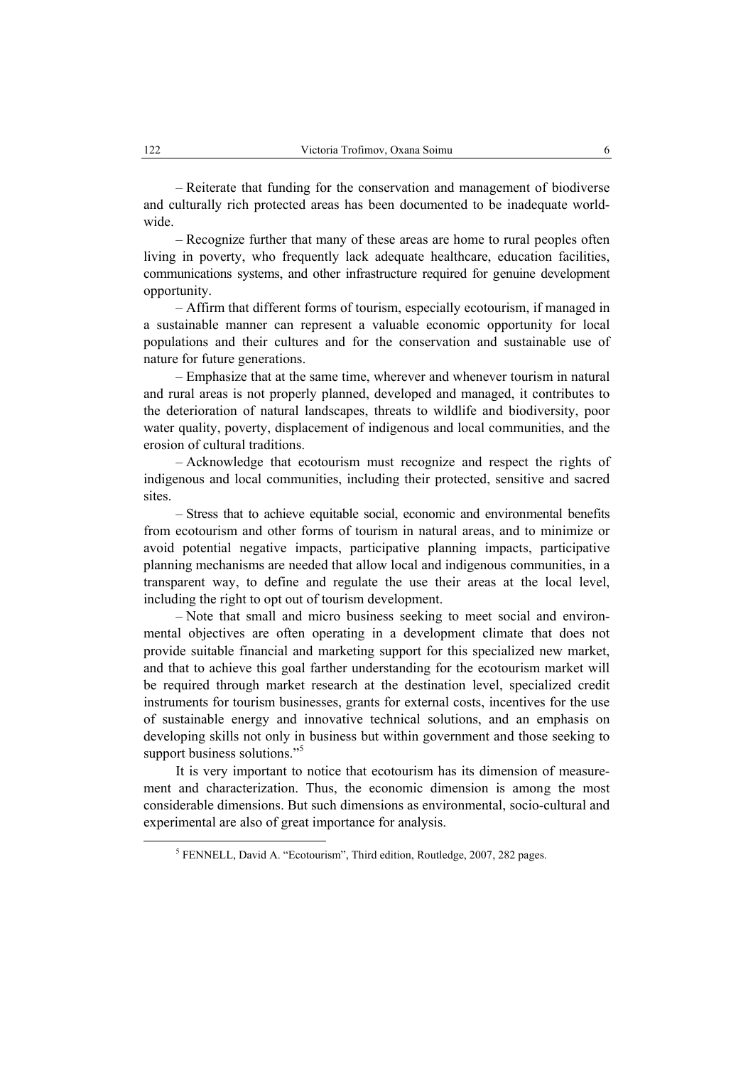– Reiterate that funding for the conservation and management of biodiverse and culturally rich protected areas has been documented to be inadequate worldwide.

– Recognize further that many of these areas are home to rural peoples often living in poverty, who frequently lack adequate healthcare, education facilities, communications systems, and other infrastructure required for genuine development opportunity.

– Affirm that different forms of tourism, especially ecotourism, if managed in a sustainable manner can represent a valuable economic opportunity for local populations and their cultures and for the conservation and sustainable use of nature for future generations.

– Emphasize that at the same time, wherever and whenever tourism in natural and rural areas is not properly planned, developed and managed, it contributes to the deterioration of natural landscapes, threats to wildlife and biodiversity, poor water quality, poverty, displacement of indigenous and local communities, and the erosion of cultural traditions.

– Acknowledge that ecotourism must recognize and respect the rights of indigenous and local communities, including their protected, sensitive and sacred sites.

– Stress that to achieve equitable social, economic and environmental benefits from ecotourism and other forms of tourism in natural areas, and to minimize or avoid potential negative impacts, participative planning impacts, participative planning mechanisms are needed that allow local and indigenous communities, in a transparent way, to define and regulate the use their areas at the local level, including the right to opt out of tourism development.

– Note that small and micro business seeking to meet social and environmental objectives are often operating in a development climate that does not provide suitable financial and marketing support for this specialized new market, and that to achieve this goal farther understanding for the ecotourism market will be required through market research at the destination level, specialized credit instruments for tourism businesses, grants for external costs, incentives for the use of sustainable energy and innovative technical solutions, and an emphasis on developing skills not only in business but within government and those seeking to support business solutions."[5]

It is very important to notice that ecotourism has its dimension of measurement and characterization. Thus, the economic dimension is among the most considerable dimensions. But such dimensions as environmental, socio-cultural and experimental are also of great importance for analysis.

[5] FENNELL, David A. "Ecotourism", Third edition, Routledge, 2007, 282 pages.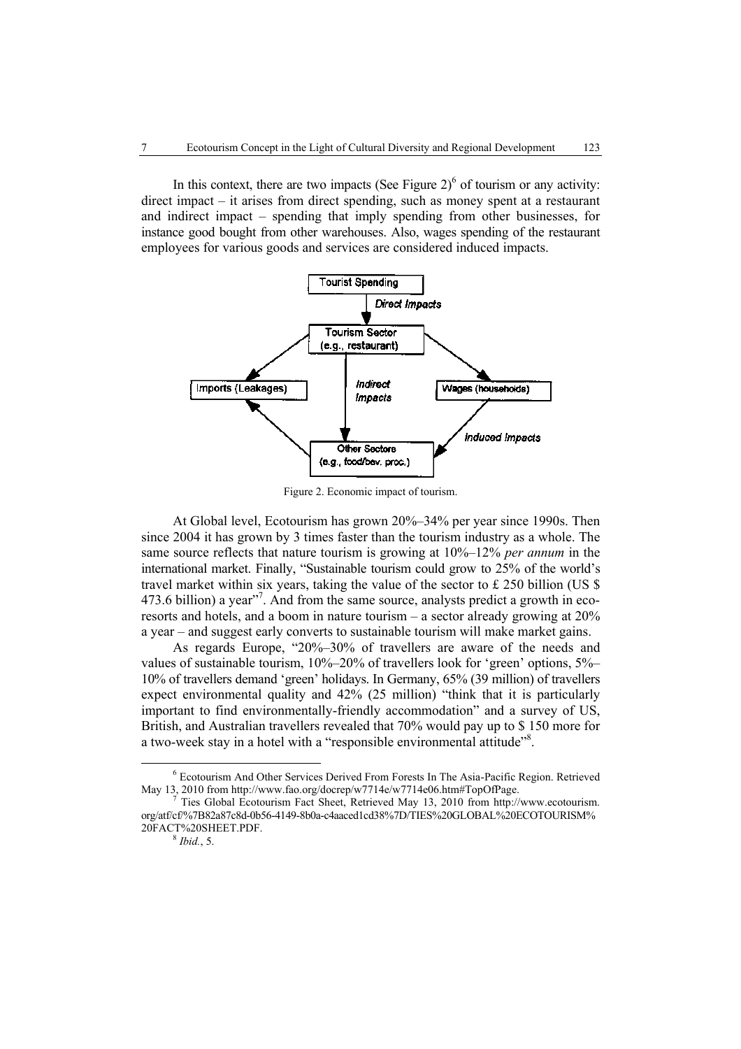In this context, there are two impacts (See Figure 2)[6] of tourism or any activity: direct impact – it arises from direct spending, such as money spent at a restaurant and indirect impact – spending that imply spending from other businesses, for instance good bought from other warehouses. Also, wages spending of the restaurant employees for various goods and services are considered induced impacts.

Figure 2. Economic impact of tourism.

At Global level, Ecotourism has grown 20%–34% per year since 1990s. Then since 2004 it has grown by 3 times faster than the tourism industry as a whole. The same source reflects that nature tourism is growing at 10%–12% *per annum* in the international market. Finally, "Sustainable tourism could grow to 25% of the world's travel market within six years, taking the value of the sector to £ 250 billion (US $ 473.6 billion) a year"[7]. And from the same source, analysts predict a growth in eco-resorts and hotels, and a boom in nature tourism – a sector already growing at 20% a year – and suggest early converts to sustainable tourism will make market gains.

As regards Europe, "20%–30% of travellers are aware of the needs and values of sustainable tourism, 10%–20% of travellers look for 'green' options, 5%–10% of travellers demand 'green' holidays. In Germany, 65% (39 million) of travellers expect environmental quality and 42% (25 million) "think that it is particularly important to find environmentally-friendly accommodation" and a survey of US, British, and Australian travellers revealed that 70% would pay up to $ 150 more for a two-week stay in a hotel with a "responsible environmental attitude"[8].

---

[6] Ecotourism And Other Services Derived From Forests In The Asia-Pacific Region. Retrieved May 13, 2010 from http://www.fao.org/docrep/w7714e/w7714e06.htm#TopOfPage.

[7] Ties Global Ecotourism Fact Sheet, Retrieved May 13, 2010 from http://www.ecotourism.org/atf/cf/%7B82a87c8d-0b56-4149-8b0a-c4aaced1cd38%7D/TIES%20GLOBAL%20ECOTOURISM%20FACT%20SHEET.PDF.

[8] *Ibid.*, 5.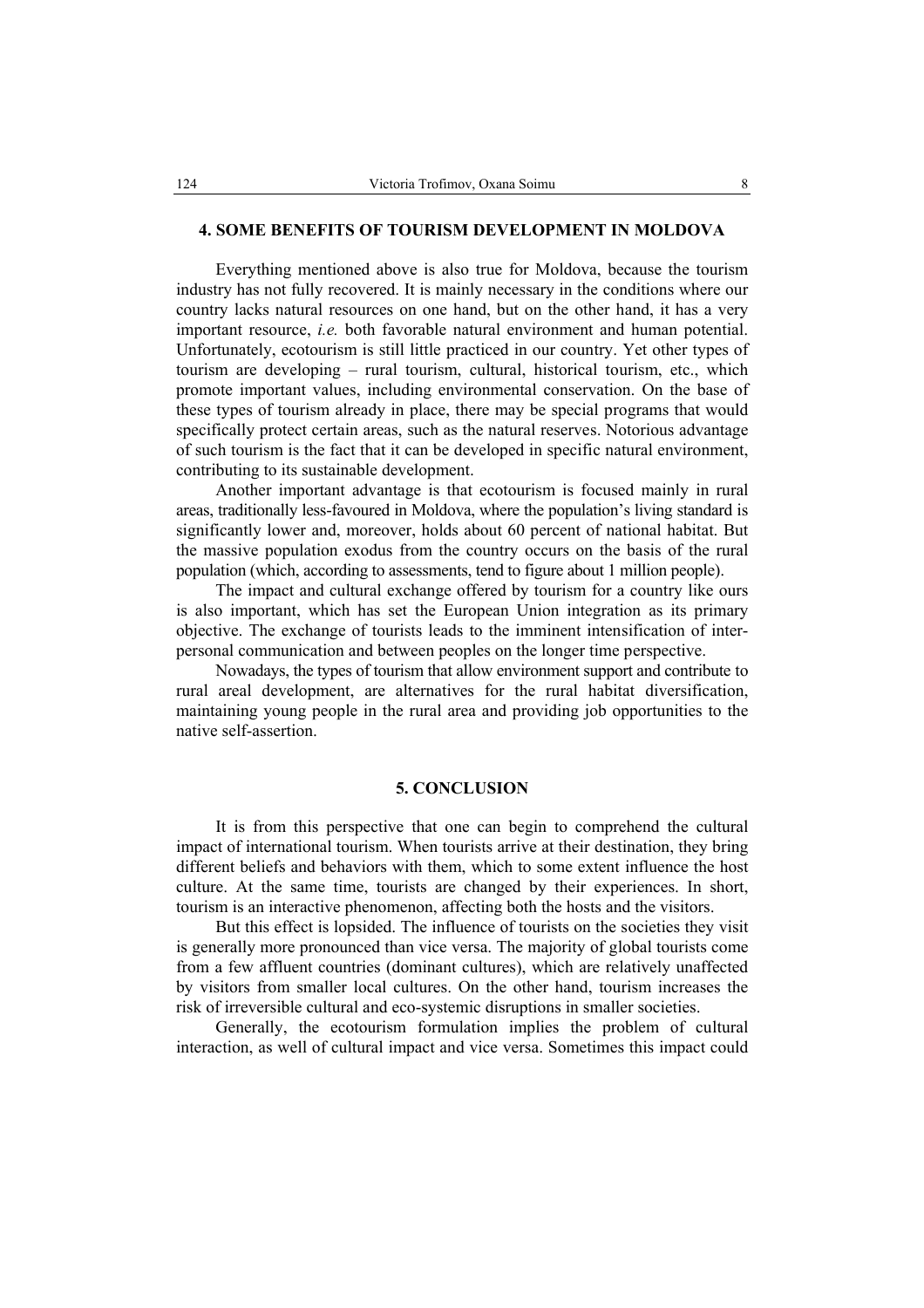## 4. SOME BENEFITS OF TOURISM DEVELOPMENT IN MOLDOVA

Everything mentioned above is also true for Moldova, because the tourism industry has not fully recovered. It is mainly necessary in the conditions where our country lacks natural resources on one hand, but on the other hand, it has a very important resource, *i.e.* both favorable natural environment and human potential. Unfortunately, ecotourism is still little practiced in our country. Yet other types of tourism are developing – rural tourism, cultural, historical tourism, etc., which promote important values, including environmental conservation. On the base of these types of tourism already in place, there may be special programs that would specifically protect certain areas, such as the natural reserves. Notorious advantage of such tourism is the fact that it can be developed in specific natural environment, contributing to its sustainable development.

Another important advantage is that ecotourism is focused mainly in rural areas, traditionally less-favoured in Moldova, where the population's living standard is significantly lower and, moreover, holds about 60 percent of national habitat. But the massive population exodus from the country occurs on the basis of the rural population (which, according to assessments, tend to figure about 1 million people).

The impact and cultural exchange offered by tourism for a country like ours is also important, which has set the European Union integration as its primary objective. The exchange of tourists leads to the imminent intensification of inter-personal communication and between peoples on the longer time perspective.

Nowadays, the types of tourism that allow environment support and contribute to rural areal development, are alternatives for the rural habitat diversification, maintaining young people in the rural area and providing job opportunities to the native self-assertion.

## 5. CONCLUSION

It is from this perspective that one can begin to comprehend the cultural impact of international tourism. When tourists arrive at their destination, they bring different beliefs and behaviors with them, which to some extent influence the host culture. At the same time, tourists are changed by their experiences. In short, tourism is an interactive phenomenon, affecting both the hosts and the visitors.

But this effect is lopsided. The influence of tourists on the societies they visit is generally more pronounced than vice versa. The majority of global tourists come from a few affluent countries (dominant cultures), which are relatively unaffected by visitors from smaller local cultures. On the other hand, tourism increases the risk of irreversible cultural and eco-systemic disruptions in smaller societies.

Generally, the ecotourism formulation implies the problem of cultural interaction, as well of cultural impact and vice versa. Sometimes this impact could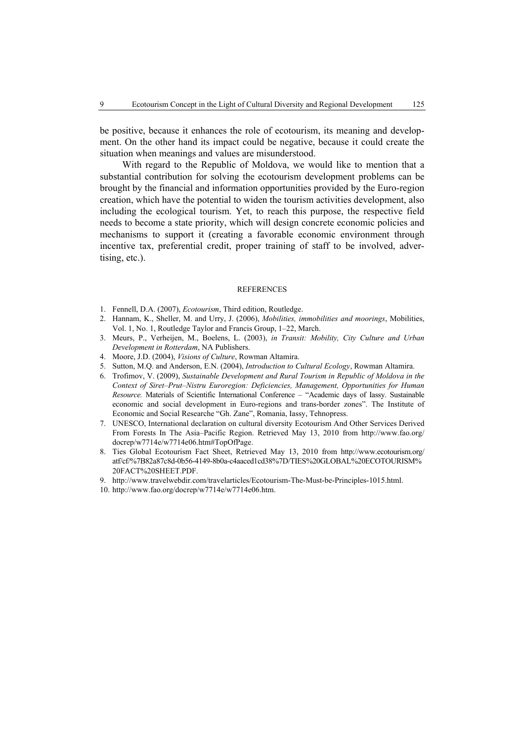be positive, because it enhances the role of ecotourism, its meaning and development. On the other hand its impact could be negative, because it could create the situation when meanings and values are misunderstood.

With regard to the Republic of Moldova, we would like to mention that a substantial contribution for solving the ecotourism development problems can be brought by the financial and information opportunities provided by the Euro-region creation, which have the potential to widen the tourism activities development, also including the ecological tourism. Yet, to reach this purpose, the respective field needs to become a state priority, which will design concrete economic policies and mechanisms to support it (creating a favorable economic environment through incentive tax, preferential credit, proper training of staff to be involved, advertising, etc.).

## REFERENCES

1. Fennell, D.A. (2007), *Ecotourism*, Third edition, Routledge.
2. Hannam, K., Sheller, M. and Urry, J. (2006), *Mobilities, immobilities and moorings*, Mobilities, Vol. 1, No. 1, Routledge Taylor and Francis Group, 1–22, March.
3. Meurs, P., Verheijen, M., Boelens, L. (2003), *in Transit: Mobility, City Culture and Urban Development in Rotterdam*, NA Publishers.
4. Moore, J.D. (2004), *Visions of Culture*, Rowman Altamira.
5. Sutton, M.Q. and Anderson, E.N. (2004), *Introduction to Cultural Ecology*, Rowman Altamira.
6. Trofimov, V. (2009), *Sustainable Development and Rural Tourism in Republic of Moldova in the Context of Siret–Prut–Nistru Euroregion: Deficiencies, Management, Opportunities for Human Resource.* Materials of Scientific International Conference – "Academic days of Iassy. Sustainable economic and social development in Euro-regions and trans-border zones". The Institute of Economic and Social Researche "Gh. Zane", Romania, Iassy, Tehnopress.
7. UNESCO, International declaration on cultural diversity Ecotourism And Other Services Derived From Forests In The Asia–Pacific Region. Retrieved May 13, 2010 from http://www.fao.org/docrep/w7714e/w7714e06.htm#TopOfPage.
8. Ties Global Ecotourism Fact Sheet, Retrieved May 13, 2010 from http://www.ecotourism.org/atf/cf/%7B82a87c8d-0b56-4149-8b0a-c4aaced1cd38%7D/TIES%20GLOBAL%20ECOTOURISM%20FACT%20SHEET.PDF.
9. http://www.travelwebdir.com/travelarticles/Ecotourism-The-Must-be-Principles-1015.html.
10. http://www.fao.org/docrep/w7714e/w7714e06.htm.